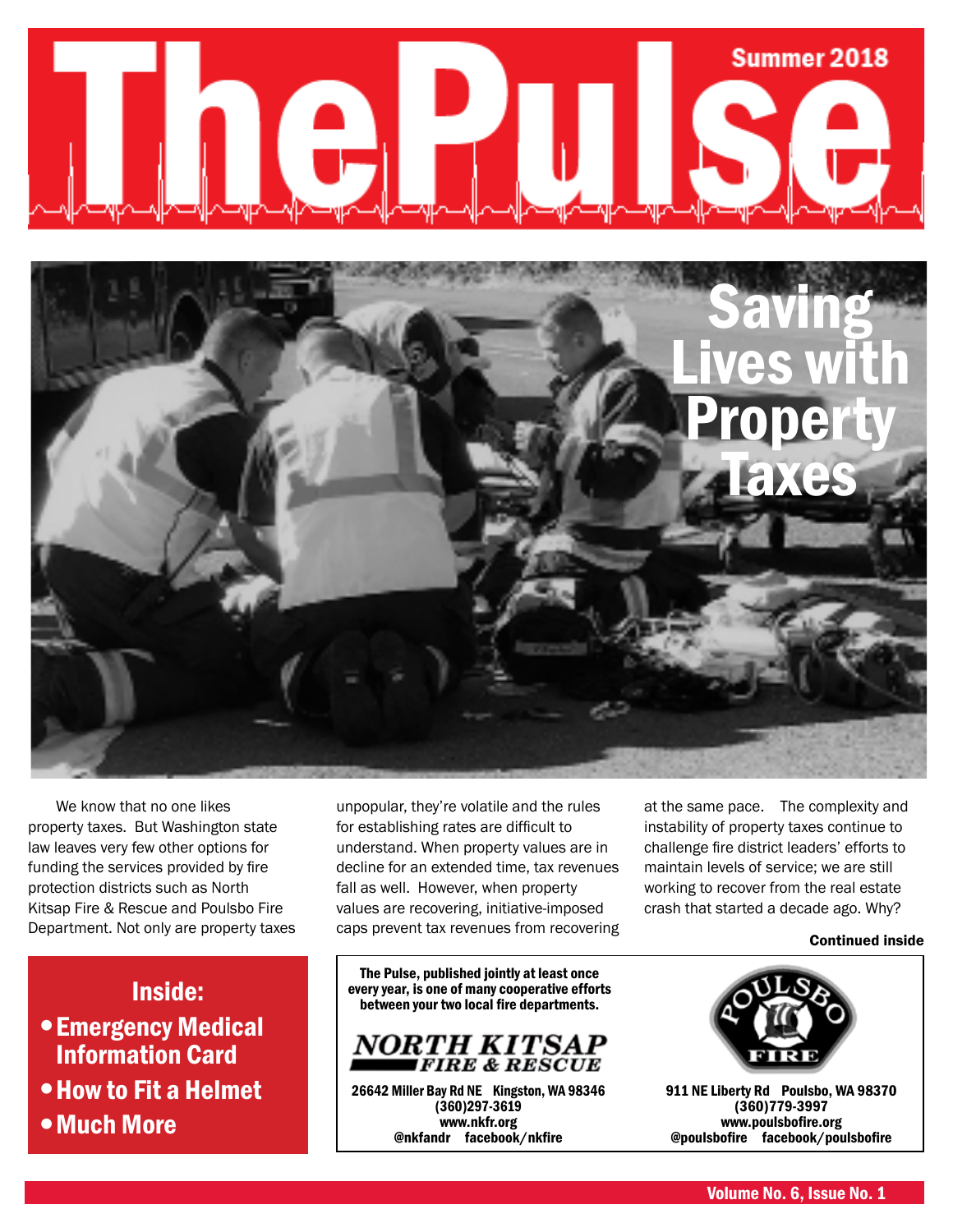# The Pulse

Summer 2018

## Saving Lives with Property Taxes

We know that no one likes property taxes. But Washington state law leaves very few other options for funding the services provided by fire protection districts such as North Kitsap Fire & Rescue and Poulsbo Fire Department. Not only are property taxes unpopular, they're volatile and the rules for establishing rates are difficult to understand. When property values are in decline for an extended time, tax revenues fall as well. However, when property values are recovering, initiative-imposed caps prevent tax revenues from recovering at the same pace. The complexity and instability of property taxes continue to challenge fire district leaders' efforts to maintain levels of service; we are still working to recover from the real estate crash that started a decade ago. Why?

**Continued inside**

## Inside:

- **Emergency Medical Information Card**
- **How to Fit a Helmet**
- **Much More**

**The Pulse, published jointly at least once every year, is one of many cooperative efforts between your two local fire departments.**

**NORTH KITSAP FIRE & RESCUE**
**26642 Miller Bay Rd NE Kingston, WA 98346**
**(360)297-3619**
**www.nkfr.org**
**@nkfandr facebook/nkfire**

**POULSBO FIRE**
**911 NE Liberty Rd Poulsbo, WA 98370**
**(360)779-3997**
**www.poulsbofire.org**
**@poulsbofire facebook/poulsbofire**

**Volume No. 6, Issue No. 1**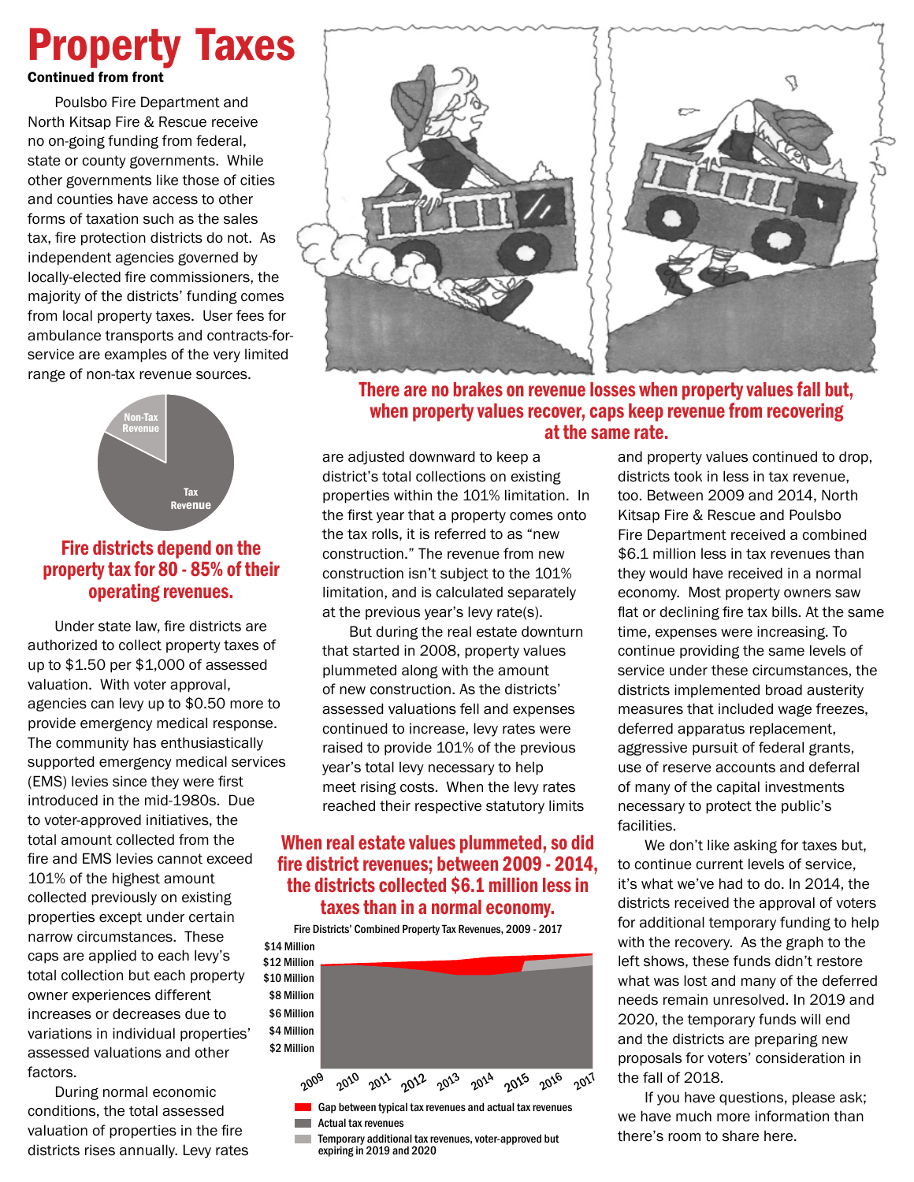# Property Taxes

**Continued from front**

Poulsbo Fire Department and North Kitsap Fire & Rescue receive no on-going funding from federal, state or county governments. While other governments like those of cities and counties have access to other forms of taxation such as the sales tax, fire protection districts do not. As independent agencies governed by locally-elected fire commissioners, the majority of the districts' funding comes from local property taxes. User fees for ambulance transports and contracts-for-service are examples of the very limited range of non-tax revenue sources.

Non-Tax Revenue

Tax Revenue

## Fire districts depend on the property tax for 80 - 85% of their operating revenues.

Under state law, fire districts are authorized to collect property taxes of up to $1.50 per $1,000 of assessed valuation. With voter approval, agencies can levy up to $0.50 more to provide emergency medical response. The community has enthusiastically supported emergency medical services (EMS) levies since they were first introduced in the mid-1980s. Due to voter-approved initiatives, the total amount collected from the fire and EMS levies cannot exceed 101% of the highest amount collected previously on existing properties except under certain narrow circumstances. These caps are applied to each levy's total collection but each property owner experiences different increases or decreases due to variations in individual properties' assessed valuations and other factors.

During normal economic conditions, the total assessed valuation of properties in the fire districts rises annually. Levy rates are adjusted downward to keep a district's total collections on existing properties within the 101% limitation. In the first year that a property comes onto the tax rolls, it is referred to as "new construction." The revenue from new construction isn't subject to the 101% limitation, and is calculated separately at the previous year's levy rate(s).

But during the real estate downturn that started in 2008, property values plummeted along with the amount of new construction. As the districts' assessed valuations fell and expenses continued to increase, levy rates were raised to provide 101% of the previous year's total levy necessary to help meet rising costs. When the levy rates reached their respective statutory limits and property values continued to drop, districts took in less in tax revenue, too. Between 2009 and 2014, North Kitsap Fire & Rescue and Poulsbo Fire Department received a combined $6.1 million less in tax revenues than they would have received in a normal economy. Most property owners saw flat or declining fire tax bills. At the same time, expenses were increasing. To continue providing the same levels of service under these circumstances, the districts implemented broad austerity measures that included wage freezes, deferred apparatus replacement, aggressive pursuit of federal grants, use of reserve accounts and deferral of many of the capital investments necessary to protect the public's facilities.

We don't like asking for taxes but, to continue current levels of service, it's what we've had to do. In 2014, the districts received the approval of voters for additional temporary funding to help with the recovery. As the graph to the left shows, these funds didn't restore what was lost and many of the deferred needs remain unresolved. In 2019 and 2020, the temporary funds will end and the districts are preparing new proposals for voters' consideration in the fall of 2018.

If you have questions, please ask; we have much more information than there's room to share here.

## There are no brakes on revenue losses when property values fall but, when property values recover, caps keep revenue from recovering at the same rate.

## When real estate values plummeted, so did fire district revenues; between 2009 - 2014, the districts collected $6.1 million less in taxes than in a normal economy.

Fire Districts' Combined Property Tax Revenues, 2009 - 2017

$14 Million, $12 Million, $10 Million, $8 Million, $6 Million, $4 Million, $2 Million

2009, 2010, 2011, 2012, 2013, 2014, 2015, 2016, 2017

- Gap between typical tax revenues and actual tax revenues
- Actual tax revenues
- Temporary additional tax revenues, voter-approved but expiring in 2019 and 2020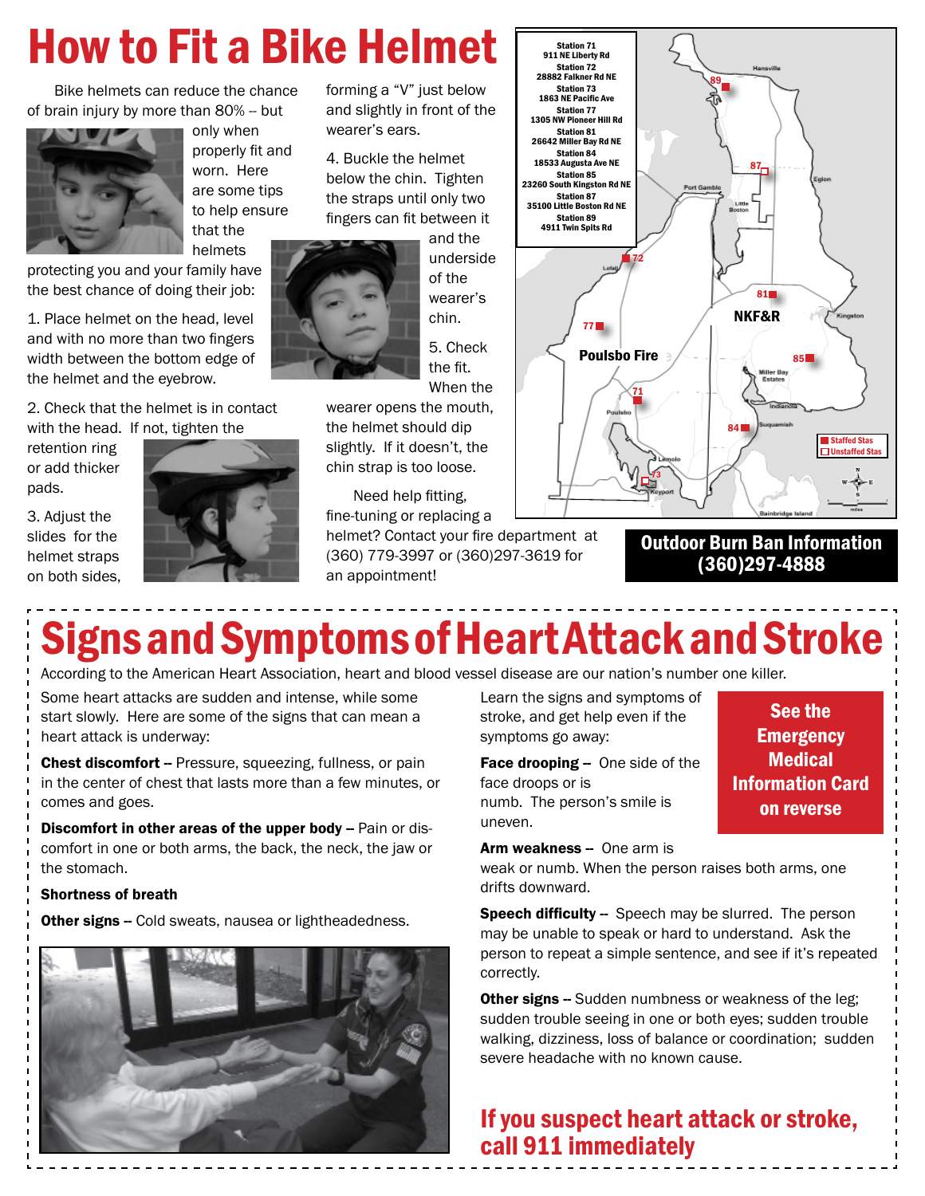# How to Fit a Bike Helmet

Bike helmets can reduce the chance of brain injury by more than 80% -- but only when properly fit and worn. Here are some tips to help ensure that the helmets protecting you and your family have the best chance of doing their job:

1. Place helmet on the head, level and with no more than two fingers width between the bottom edge of the helmet and the eyebrow.

2. Check that the helmet is in contact with the head. If not, tighten the retention ring or add thicker pads.

3. Adjust the slides for the helmet straps on both sides, forming a "V" just below and slightly in front of the wearer's ears.

4. Buckle the helmet below the chin. Tighten the straps until only two fingers can fit between it and the underside of the wearer's chin.

5. Check the fit. When the wearer opens the mouth, the helmet should dip slightly. If it doesn't, the chin strap is too loose.

Need help fitting, fine-tuning or replacing a helmet? Contact your fire department at (360) 779-3997 or (360)297-3619 for an appointment!

Station 71
911 NE Liberty Rd
Station 72
28882 Falkner Rd NE
Station 73
1863 NE Pacific Ave
Station 77
1305 NW Pioneer Hill Rd
Station 81
26642 Miller Bay Rd NE
Station 84
18533 Augusta Ave NE
Station 85
23260 South Kingston Rd NE
Station 87
35100 Little Boston Rd NE
Station 89
4911 Twin Spits Rd

Poulsbo Fire
NKF&R

Staffed Stas
Unstaffed Stas

**Outdoor Burn Ban Information (360)297-4888**

# Signs and Symptoms of Heart Attack and Stroke

According to the American Heart Association, heart and blood vessel disease are our nation's number one killer.

Some heart attacks are sudden and intense, while some start slowly. Here are some of the signs that can mean a heart attack is underway:

**Chest discomfort** -- Pressure, squeezing, fullness, or pain in the center of chest that lasts more than a few minutes, or comes and goes.

**Discomfort in other areas of the upper body** -- Pain or discomfort in one or both arms, the back, the neck, the jaw or the stomach.

**Shortness of breath**

**Other signs** -- Cold sweats, nausea or lightheadedness.

Learn the signs and symptoms of stroke, and get help even if the symptoms go away:

**Face drooping** -- One side of the face droops or is numb. The person's smile is uneven.

**Arm weakness** -- One arm is weak or numb. When the person raises both arms, one drifts downward.

**Speech difficulty** -- Speech may be slurred. The person may be unable to speak or hard to understand. Ask the person to repeat a simple sentence, and see if it's repeated correctly.

**Other signs** -- Sudden numbness or weakness of the leg; sudden trouble seeing in one or both eyes; sudden trouble walking, dizziness, loss of balance or coordination; sudden severe headache with no known cause.

**See the Emergency Medical Information Card on reverse**

## If you suspect heart attack or stroke, call 911 immediately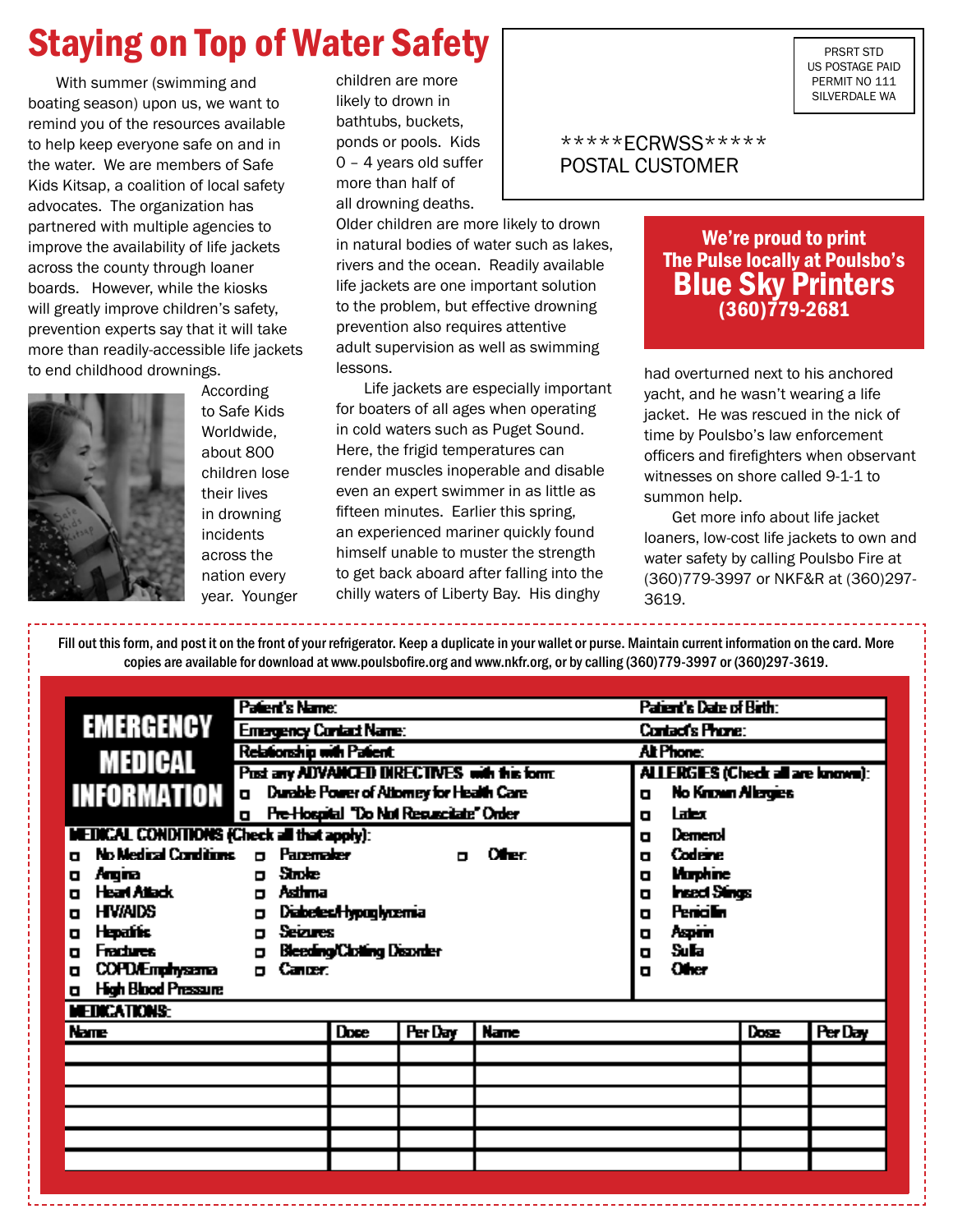# Staying on Top of Water Safety

With summer (swimming and boating season) upon us, we want to remind you of the resources available to help keep everyone safe on and in the water. We are members of Safe Kids Kitsap, a coalition of local safety advocates. The organization has partnered with multiple agencies to improve the availability of life jackets across the county through loaner boards. However, while the kiosks will greatly improve children's safety, prevention experts say that it will take more than readily-accessible life jackets to end childhood drownings.

According to Safe Kids Worldwide, about 800 children lose their lives in drowning incidents across the nation every year. Younger children are more likely to drown in bathtubs, buckets, ponds or pools. Kids 0 – 4 years old suffer more than half of all drowning deaths. Older children are more likely to drown in natural bodies of water such as lakes, rivers and the ocean. Readily available life jackets are one important solution to the problem, but effective drowning prevention also requires attentive adult supervision as well as swimming lessons.

Life jackets are especially important for boaters of all ages when operating in cold waters such as Puget Sound. Here, the frigid temperatures can render muscles inoperable and disable even an expert swimmer in as little as fifteen minutes. Earlier this spring, an experienced mariner quickly found himself unable to muster the strength to get back aboard after falling into the chilly waters of Liberty Bay. His dinghy had overturned next to his anchored yacht, and he wasn't wearing a life jacket. He was rescued in the nick of time by Poulsbo's law enforcement officers and firefighters when observant witnesses on shore called 9-1-1 to summon help.

Get more info about life jacket loaners, low-cost life jackets to own and water safety by calling Poulsbo Fire at (360)779-3997 or NKF&R at (360)297-3619.

PRSRT STD
US POSTAGE PAID
PERMIT NO 111
SILVERDALE WA

*****ECRWSS*****
POSTAL CUSTOMER

**We're proud to print The Pulse locally at Poulsbo's Blue Sky Printers (360)779-2681**

---

Fill out this form, and post it on the front of your refrigerator. Keep a duplicate in your wallet or purse. Maintain current information on the card. More copies are available for download at www.poulsbofire.org and www.nkfr.org, or by calling (360)779-3997 or (360)297-3619.

## EMERGENCY MEDICAL INFORMATION

Patient's Name: | Patient's Date of Birth:

Emergency Contact Name: | Contact's Phone:

Relationship with Patient | Alt Phone:

Post any ADVANCED DIRECTIVES with this form:
- ☐ Durable Power of Attorney for Health Care
- ☐ Pre-Hospital "Do Not Resuscitate" Order

ALLERGIES (Check all are known):
- ☐ No Known Allergies
- ☐ Latex
- ☐ Demerol
- ☐ Codeine
- ☐ Morphine
- ☐ Insect Stings
- ☐ Penicillin
- ☐ Aspirin
- ☐ Sulfa
- ☐ Other

MEDICAL CONDITIONS (Check all that apply):
- ☐ No Medical Conditions
- ☐ Angina
- ☐ Heart Attack
- ☐ HIV/AIDS
- ☐ Hepatitis
- ☐ Fractures
- ☐ COPD/Emphysema
- ☐ High Blood Pressure
- ☐ Pacemaker
- ☐ Stroke
- ☐ Asthma
- ☐ Diabetes/Hypoglycemia
- ☐ Seizures
- ☐ Bleeding/Clotting Disorder
- ☐ Cancer:
- ☐ Other:

MEDICATIONS:

| Name | Dose | Per Day | Name | Dose | Per Day |
|---|---|---|---|---|---|
| | | | | | |
| | | | | | |
| | | | | | |
| | | | | | |
| | | | | | |
| | | | | | |